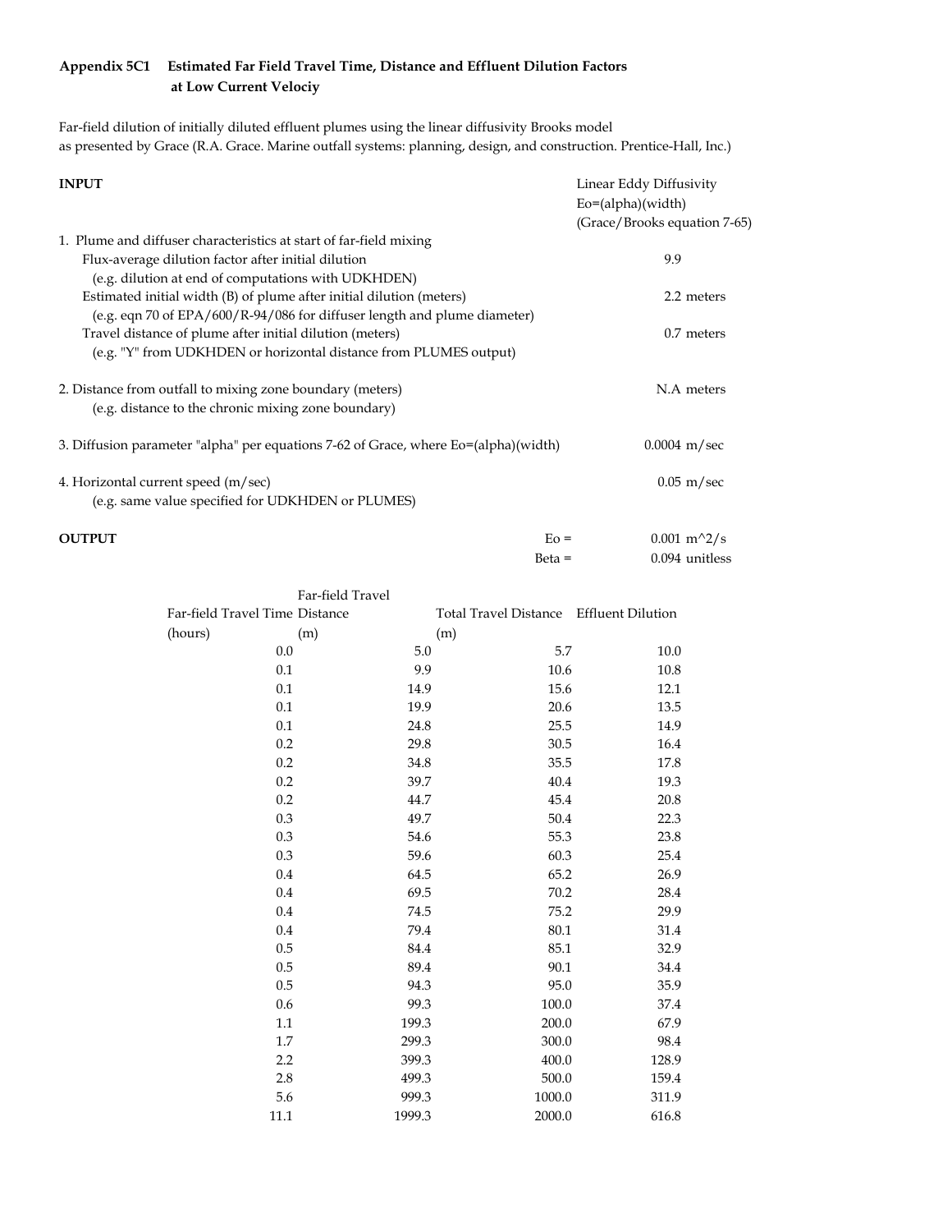**Appendix 5C1 Estimated Far Field Travel Time, Distance and Effluent Dilution Factors at Low Current Velociy**

Far-field dilution of initially diluted effluent plumes using the linear diffusivity Brooks model as presented by Grace (R.A. Grace. Marine outfall systems: planning, design, and construction. Prentice-Hall, Inc.)

**INPUT**

Linear Eddy Diffusivity
Eo=(alpha)(width)
(Grace/Brooks equation 7-65)

1. Plume and diffuser characteristics at start of far-field mixing
   - Flux-average dilution factor after initial dilution — 9.9
     (e.g. dilution at end of computations with UDKHDEN)
   - Estimated initial width (B) of plume after initial dilution (meters) — 2.2 meters
     (e.g. eqn 70 of EPA/600/R-94/086 for diffuser length and plume diameter)
   - Travel distance of plume after initial dilution (meters) — 0.7 meters
     (e.g. "Y" from UDKHDEN or horizontal distance from PLUMES output)

2. Distance from outfall to mixing zone boundary (meters) — N.A meters
   (e.g. distance to the chronic mixing zone boundary)

3. Diffusion parameter "alpha" per equations 7-62 of Grace, where Eo=(alpha)(width) — 0.0004 m/sec

4. Horizontal current speed (m/sec) — 0.05 m/sec
   (e.g. same value specified for UDKHDEN or PLUMES)

**OUTPUT**

Eo = 0.001 m^2/s
Beta = 0.094 unitless

| Far-field Travel Time (hours) | Far-field Travel Distance (m) | Total Travel Distance (m) | Effluent Dilution |
|---|---|---|---|
| 0.0 | 5.0 | 5.7 | 10.0 |
| 0.1 | 9.9 | 10.6 | 10.8 |
| 0.1 | 14.9 | 15.6 | 12.1 |
| 0.1 | 19.9 | 20.6 | 13.5 |
| 0.1 | 24.8 | 25.5 | 14.9 |
| 0.2 | 29.8 | 30.5 | 16.4 |
| 0.2 | 34.8 | 35.5 | 17.8 |
| 0.2 | 39.7 | 40.4 | 19.3 |
| 0.2 | 44.7 | 45.4 | 20.8 |
| 0.3 | 49.7 | 50.4 | 22.3 |
| 0.3 | 54.6 | 55.3 | 23.8 |
| 0.3 | 59.6 | 60.3 | 25.4 |
| 0.4 | 64.5 | 65.2 | 26.9 |
| 0.4 | 69.5 | 70.2 | 28.4 |
| 0.4 | 74.5 | 75.2 | 29.9 |
| 0.4 | 79.4 | 80.1 | 31.4 |
| 0.5 | 84.4 | 85.1 | 32.9 |
| 0.5 | 89.4 | 90.1 | 34.4 |
| 0.5 | 94.3 | 95.0 | 35.9 |
| 0.6 | 99.3 | 100.0 | 37.4 |
| 1.1 | 199.3 | 200.0 | 67.9 |
| 1.7 | 299.3 | 300.0 | 98.4 |
| 2.2 | 399.3 | 400.0 | 128.9 |
| 2.8 | 499.3 | 500.0 | 159.4 |
| 5.6 | 999.3 | 1000.0 | 311.9 |
| 11.1 | 1999.3 | 2000.0 | 616.8 |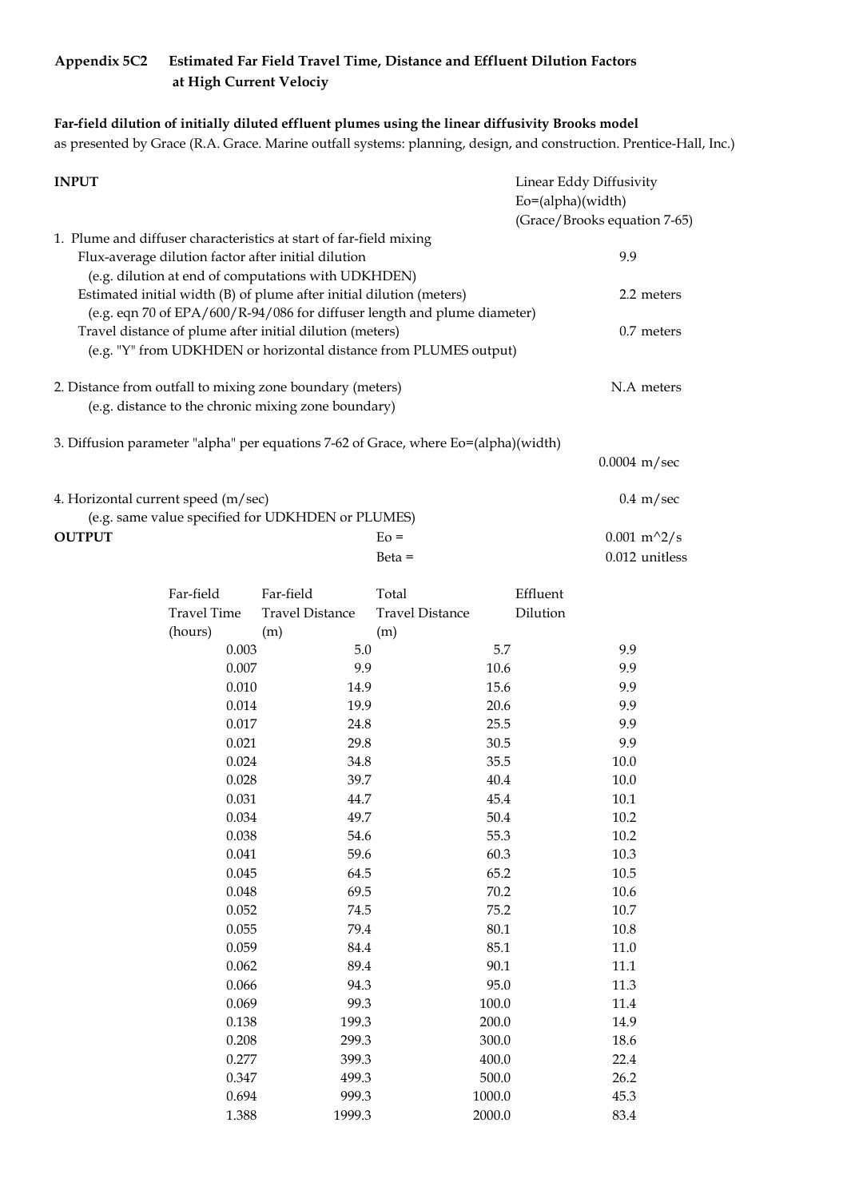**Appendix 5C2 Estimated Far Field Travel Time, Distance and Effluent Dilution Factors at High Current Velociy**

**Far-field dilution of initially diluted effluent plumes using the linear diffusivity Brooks model**
as presented by Grace (R.A. Grace. Marine outfall systems: planning, design, and construction. Prentice-Hall, Inc.)

**INPUT**

Linear Eddy Diffusivity
Eo=(alpha)(width)
(Grace/Brooks equation 7-65)

1. Plume and diffuser characteristics at start of far-field mixing
   - Flux-average dilution factor after initial dilution — 9.9
     (e.g. dilution at end of computations with UDKHDEN)
   - Estimated initial width (B) of plume after initial dilution (meters) — 2.2 meters
     (e.g. eqn 70 of EPA/600/R-94/086 for diffuser length and plume diameter)
   - Travel distance of plume after initial dilution (meters) — 0.7 meters
     (e.g. "Y" from UDKHDEN or horizontal distance from PLUMES output)

2. Distance from outfall to mixing zone boundary (meters) — N.A meters
   (e.g. distance to the chronic mixing zone boundary)

3. Diffusion parameter "alpha" per equations 7-62 of Grace, where Eo=(alpha)(width) — 0.0004 m/sec

4. Horizontal current speed (m/sec) — 0.4 m/sec
   (e.g. same value specified for UDKHDEN or PLUMES)

**OUTPUT**

Eo = 0.001 m^2/s
Beta = 0.012 unitless

| Far-field Travel Time (hours) | Far-field Travel Distance (m) | Total Travel Distance (m) | Effluent Dilution |
|---|---|---|---|
| 0.003 | 5.0 | 5.7 | 9.9 |
| 0.007 | 9.9 | 10.6 | 9.9 |
| 0.010 | 14.9 | 15.6 | 9.9 |
| 0.014 | 19.9 | 20.6 | 9.9 |
| 0.017 | 24.8 | 25.5 | 9.9 |
| 0.021 | 29.8 | 30.5 | 9.9 |
| 0.024 | 34.8 | 35.5 | 10.0 |
| 0.028 | 39.7 | 40.4 | 10.0 |
| 0.031 | 44.7 | 45.4 | 10.1 |
| 0.034 | 49.7 | 50.4 | 10.2 |
| 0.038 | 54.6 | 55.3 | 10.2 |
| 0.041 | 59.6 | 60.3 | 10.3 |
| 0.045 | 64.5 | 65.2 | 10.5 |
| 0.048 | 69.5 | 70.2 | 10.6 |
| 0.052 | 74.5 | 75.2 | 10.7 |
| 0.055 | 79.4 | 80.1 | 10.8 |
| 0.059 | 84.4 | 85.1 | 11.0 |
| 0.062 | 89.4 | 90.1 | 11.1 |
| 0.066 | 94.3 | 95.0 | 11.3 |
| 0.069 | 99.3 | 100.0 | 11.4 |
| 0.138 | 199.3 | 200.0 | 14.9 |
| 0.208 | 299.3 | 300.0 | 18.6 |
| 0.277 | 399.3 | 400.0 | 22.4 |
| 0.347 | 499.3 | 500.0 | 26.2 |
| 0.694 | 999.3 | 1000.0 | 45.3 |
| 1.388 | 1999.3 | 2000.0 | 83.4 |